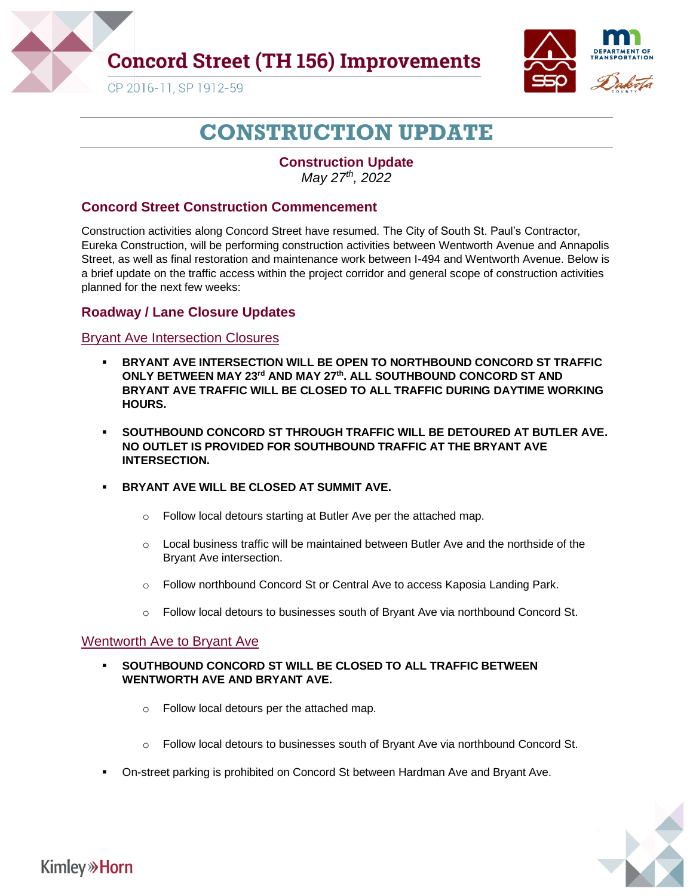# Concord Street (TH 156) Improvements

CP 2016-11, SP 1912-59

# CONSTRUCTION UPDATE

**Construction Update**

*May 27th, 2022*

## Concord Street Construction Commencement

Construction activities along Concord Street have resumed. The City of South St. Paul's Contractor, Eureka Construction, will be performing construction activities between Wentworth Avenue and Annapolis Street, as well as final restoration and maintenance work between I-494 and Wentworth Avenue. Below is a brief update on the traffic access within the project corridor and general scope of construction activities planned for the next few weeks:

## Roadway / Lane Closure Updates

### Bryant Ave Intersection Closures

- **BRYANT AVE INTERSECTION WILL BE OPEN TO NORTHBOUND CONCORD ST TRAFFIC ONLY BETWEEN MAY 23rd AND MAY 27th. ALL SOUTHBOUND CONCORD ST AND BRYANT AVE TRAFFIC WILL BE CLOSED TO ALL TRAFFIC DURING DAYTIME WORKING HOURS.**

- **SOUTHBOUND CONCORD ST THROUGH TRAFFIC WILL BE DETOURED AT BUTLER AVE. NO OUTLET IS PROVIDED FOR SOUTHBOUND TRAFFIC AT THE BRYANT AVE INTERSECTION.**

- **BRYANT AVE WILL BE CLOSED AT SUMMIT AVE.**
  - Follow local detours starting at Butler Ave per the attached map.
  - Local business traffic will be maintained between Butler Ave and the northside of the Bryant Ave intersection.
  - Follow northbound Concord St or Central Ave to access Kaposia Landing Park.
  - Follow local detours to businesses south of Bryant Ave via northbound Concord St.

### Wentworth Ave to Bryant Ave

- **SOUTHBOUND CONCORD ST WILL BE CLOSED TO ALL TRAFFIC BETWEEN WENTWORTH AVE AND BRYANT AVE.**
  - Follow local detours per the attached map.
  - Follow local detours to businesses south of Bryant Ave via northbound Concord St.

- On-street parking is prohibited on Concord St between Hardman Ave and Bryant Ave.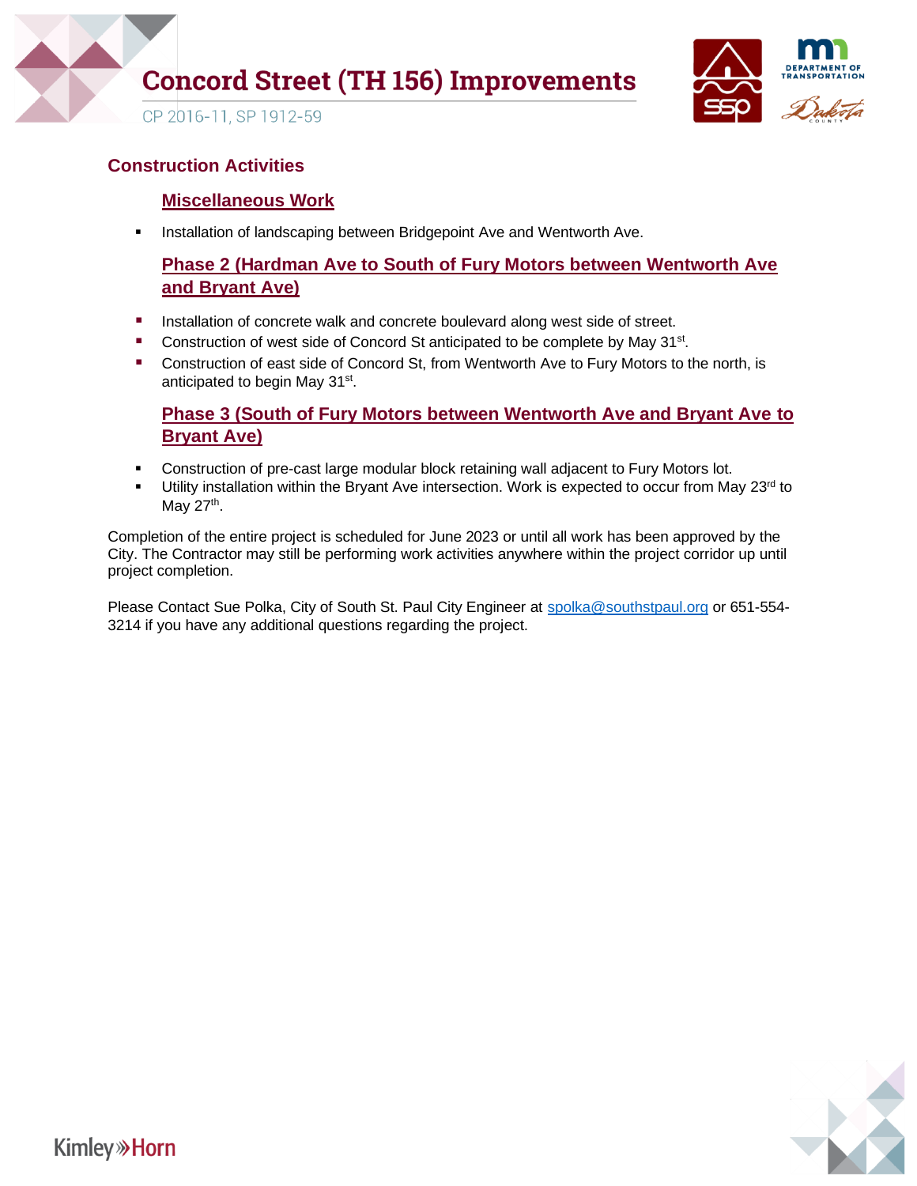## Construction Activities

### Miscellaneous Work

- Installation of landscaping between Bridgepoint Ave and Wentworth Ave.

### Phase 2 (Hardman Ave to South of Fury Motors between Wentworth Ave and Bryant Ave)

- Installation of concrete walk and concrete boulevard along west side of street.
- Construction of west side of Concord St anticipated to be complete by May 31st.
- Construction of east side of Concord St, from Wentworth Ave to Fury Motors to the north, is anticipated to begin May 31st.

### Phase 3 (South of Fury Motors between Wentworth Ave and Bryant Ave to Bryant Ave)

- Construction of pre-cast large modular block retaining wall adjacent to Fury Motors lot.
- Utility installation within the Bryant Ave intersection. Work is expected to occur from May 23rd to May 27th.

Completion of the entire project is scheduled for June 2023 or until all work has been approved by the City. The Contractor may still be performing work activities anywhere within the project corridor up until project completion.

Please Contact Sue Polka, City of South St. Paul City Engineer at spolka@southstpaul.org or 651-554-3214 if you have any additional questions regarding the project.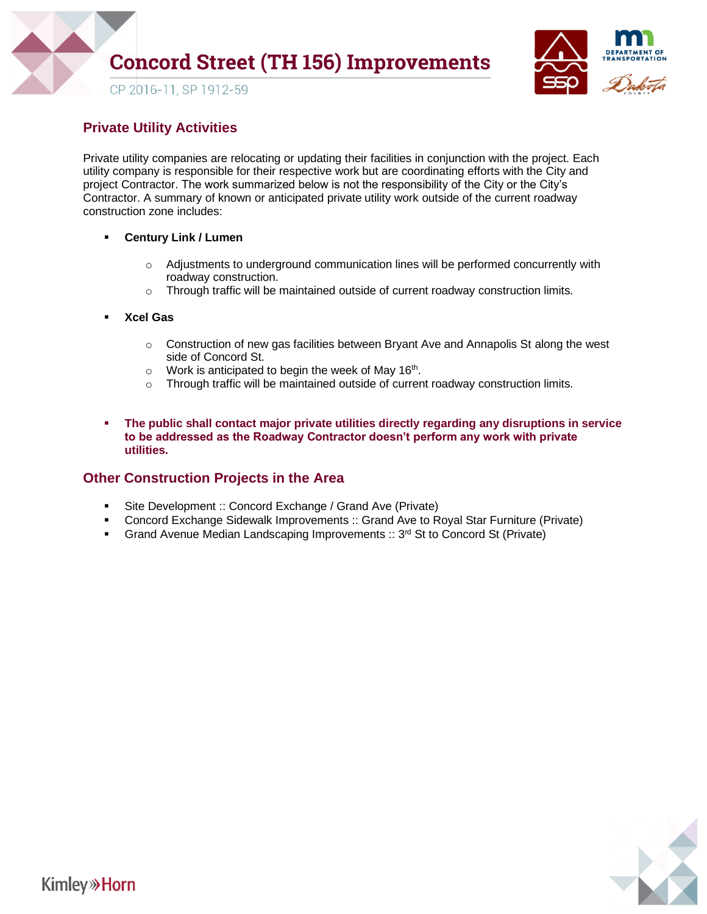## Private Utility Activities

Private utility companies are relocating or updating their facilities in conjunction with the project. Each utility company is responsible for their respective work but are coordinating efforts with the City and project Contractor. The work summarized below is not the responsibility of the City or the City's Contractor. A summary of known or anticipated private utility work outside of the current roadway construction zone includes:

- **Century Link / Lumen**
  - Adjustments to underground communication lines will be performed concurrently with roadway construction.
  - Through traffic will be maintained outside of current roadway construction limits.

- **Xcel Gas**
  - Construction of new gas facilities between Bryant Ave and Annapolis St along the west side of Concord St.
  - Work is anticipated to begin the week of May 16th.
  - Through traffic will be maintained outside of current roadway construction limits.

- **The public shall contact major private utilities directly regarding any disruptions in service to be addressed as the Roadway Contractor doesn't perform any work with private utilities.**

## Other Construction Projects in the Area

- Site Development :: Concord Exchange / Grand Ave (Private)
- Concord Exchange Sidewalk Improvements :: Grand Ave to Royal Star Furniture (Private)
- Grand Avenue Median Landscaping Improvements :: 3rd St to Concord St (Private)